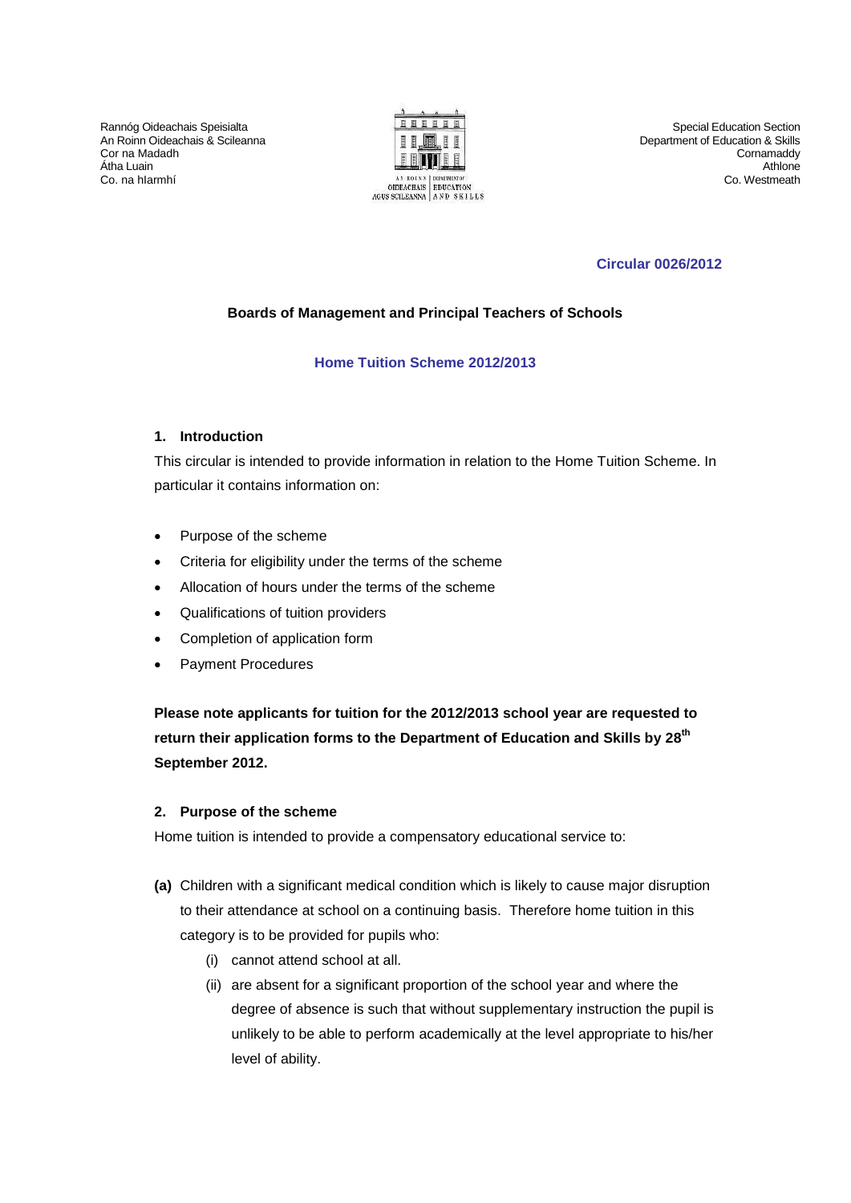Rannóg Oideachais Speisialta
An Roinn Oideachais & Scileanna
Cor na Madadh
Átha Luain
Co. na hIarmhí

Special Education Section
Department of Education & Skills
Cornamaddy
Athlone
Co. Westmeath

**Circular 0026/2012**

**Boards of Management and Principal Teachers of Schools**

**Home Tuition Scheme 2012/2013**

## 1. Introduction

This circular is intended to provide information in relation to the Home Tuition Scheme. In particular it contains information on:

- Purpose of the scheme
- Criteria for eligibility under the terms of the scheme
- Allocation of hours under the terms of the scheme
- Qualifications of tuition providers
- Completion of application form
- Payment Procedures

**Please note applicants for tuition for the 2012/2013 school year are requested to return their application forms to the Department of Education and Skills by 28th September 2012.**

## 2. Purpose of the scheme

Home tuition is intended to provide a compensatory educational service to:

**(a)** Children with a significant medical condition which is likely to cause major disruption to their attendance at school on a continuing basis. Therefore home tuition in this category is to be provided for pupils who:

(i) cannot attend school at all.

(ii) are absent for a significant proportion of the school year and where the degree of absence is such that without supplementary instruction the pupil is unlikely to be able to perform academically at the level appropriate to his/her level of ability.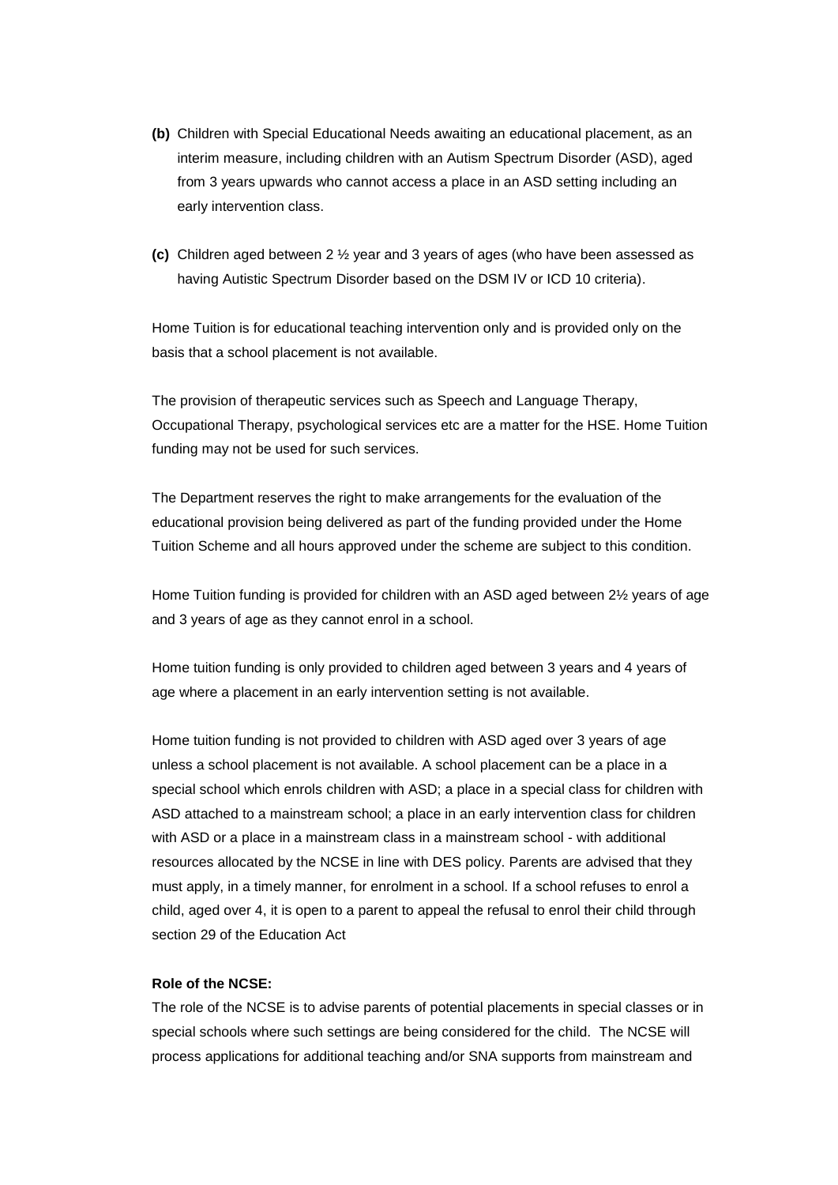**(b)** Children with Special Educational Needs awaiting an educational placement, as an interim measure, including children with an Autism Spectrum Disorder (ASD), aged from 3 years upwards who cannot access a place in an ASD setting including an early intervention class.

**(c)** Children aged between 2 ½ year and 3 years of ages (who have been assessed as having Autistic Spectrum Disorder based on the DSM IV or ICD 10 criteria).

Home Tuition is for educational teaching intervention only and is provided only on the basis that a school placement is not available.

The provision of therapeutic services such as Speech and Language Therapy, Occupational Therapy, psychological services etc are a matter for the HSE. Home Tuition funding may not be used for such services.

The Department reserves the right to make arrangements for the evaluation of the educational provision being delivered as part of the funding provided under the Home Tuition Scheme and all hours approved under the scheme are subject to this condition.

Home Tuition funding is provided for children with an ASD aged between 2½ years of age and 3 years of age as they cannot enrol in a school.

Home tuition funding is only provided to children aged between 3 years and 4 years of age where a placement in an early intervention setting is not available.

Home tuition funding is not provided to children with ASD aged over 3 years of age unless a school placement is not available. A school placement can be a place in a special school which enrols children with ASD; a place in a special class for children with ASD attached to a mainstream school; a place in an early intervention class for children with ASD or a place in a mainstream class in a mainstream school - with additional resources allocated by the NCSE in line with DES policy. Parents are advised that they must apply, in a timely manner, for enrolment in a school. If a school refuses to enrol a child, aged over 4, it is open to a parent to appeal the refusal to enrol their child through section 29 of the Education Act

**Role of the NCSE:**
The role of the NCSE is to advise parents of potential placements in special classes or in special schools where such settings are being considered for the child. The NCSE will process applications for additional teaching and/or SNA supports from mainstream and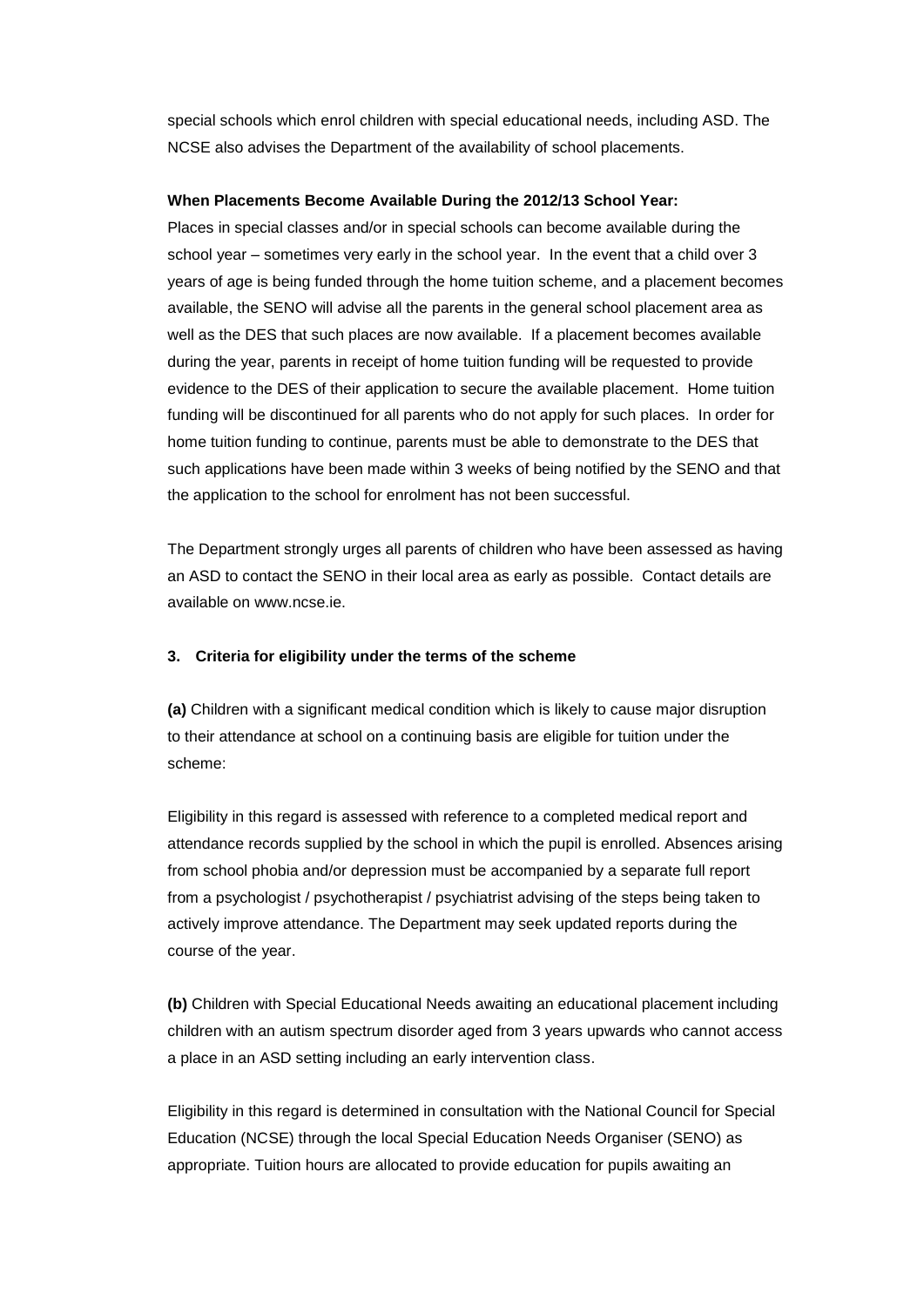special schools which enrol children with special educational needs, including ASD. The NCSE also advises the Department of the availability of school placements.

**When Placements Become Available During the 2012/13 School Year:**

Places in special classes and/or in special schools can become available during the school year – sometimes very early in the school year. In the event that a child over 3 years of age is being funded through the home tuition scheme, and a placement becomes available, the SENO will advise all the parents in the general school placement area as well as the DES that such places are now available. If a placement becomes available during the year, parents in receipt of home tuition funding will be requested to provide evidence to the DES of their application to secure the available placement. Home tuition funding will be discontinued for all parents who do not apply for such places. In order for home tuition funding to continue, parents must be able to demonstrate to the DES that such applications have been made within 3 weeks of being notified by the SENO and that the application to the school for enrolment has not been successful.

The Department strongly urges all parents of children who have been assessed as having an ASD to contact the SENO in their local area as early as possible. Contact details are available on www.ncse.ie.

### 3. Criteria for eligibility under the terms of the scheme

**(a)** Children with a significant medical condition which is likely to cause major disruption to their attendance at school on a continuing basis are eligible for tuition under the scheme:

Eligibility in this regard is assessed with reference to a completed medical report and attendance records supplied by the school in which the pupil is enrolled. Absences arising from school phobia and/or depression must be accompanied by a separate full report from a psychologist / psychotherapist / psychiatrist advising of the steps being taken to actively improve attendance. The Department may seek updated reports during the course of the year.

**(b)** Children with Special Educational Needs awaiting an educational placement including children with an autism spectrum disorder aged from 3 years upwards who cannot access a place in an ASD setting including an early intervention class.

Eligibility in this regard is determined in consultation with the National Council for Special Education (NCSE) through the local Special Education Needs Organiser (SENO) as appropriate. Tuition hours are allocated to provide education for pupils awaiting an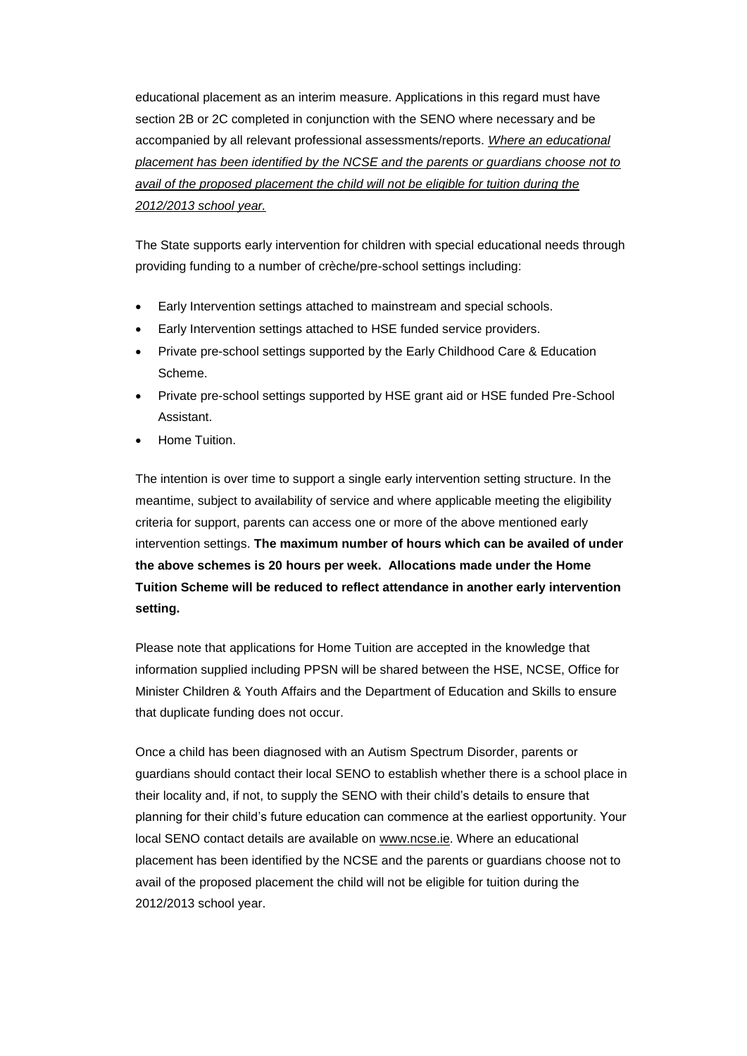educational placement as an interim measure. Applications in this regard must have section 2B or 2C completed in conjunction with the SENO where necessary and be accompanied by all relevant professional assessments/reports. *Where an educational placement has been identified by the NCSE and the parents or guardians choose not to avail of the proposed placement the child will not be eligible for tuition during the 2012/2013 school year.*

The State supports early intervention for children with special educational needs through providing funding to a number of crèche/pre-school settings including:

- Early Intervention settings attached to mainstream and special schools.
- Early Intervention settings attached to HSE funded service providers.
- Private pre-school settings supported by the Early Childhood Care & Education Scheme.
- Private pre-school settings supported by HSE grant aid or HSE funded Pre-School Assistant.
- Home Tuition.

The intention is over time to support a single early intervention setting structure. In the meantime, subject to availability of service and where applicable meeting the eligibility criteria for support, parents can access one or more of the above mentioned early intervention settings. **The maximum number of hours which can be availed of under the above schemes is 20 hours per week. Allocations made under the Home Tuition Scheme will be reduced to reflect attendance in another early intervention setting.**

Please note that applications for Home Tuition are accepted in the knowledge that information supplied including PPSN will be shared between the HSE, NCSE, Office for Minister Children & Youth Affairs and the Department of Education and Skills to ensure that duplicate funding does not occur.

Once a child has been diagnosed with an Autism Spectrum Disorder, parents or guardians should contact their local SENO to establish whether there is a school place in their locality and, if not, to supply the SENO with their child's details to ensure that planning for their child's future education can commence at the earliest opportunity. Your local SENO contact details are available on www.ncse.ie. Where an educational placement has been identified by the NCSE and the parents or guardians choose not to avail of the proposed placement the child will not be eligible for tuition during the 2012/2013 school year.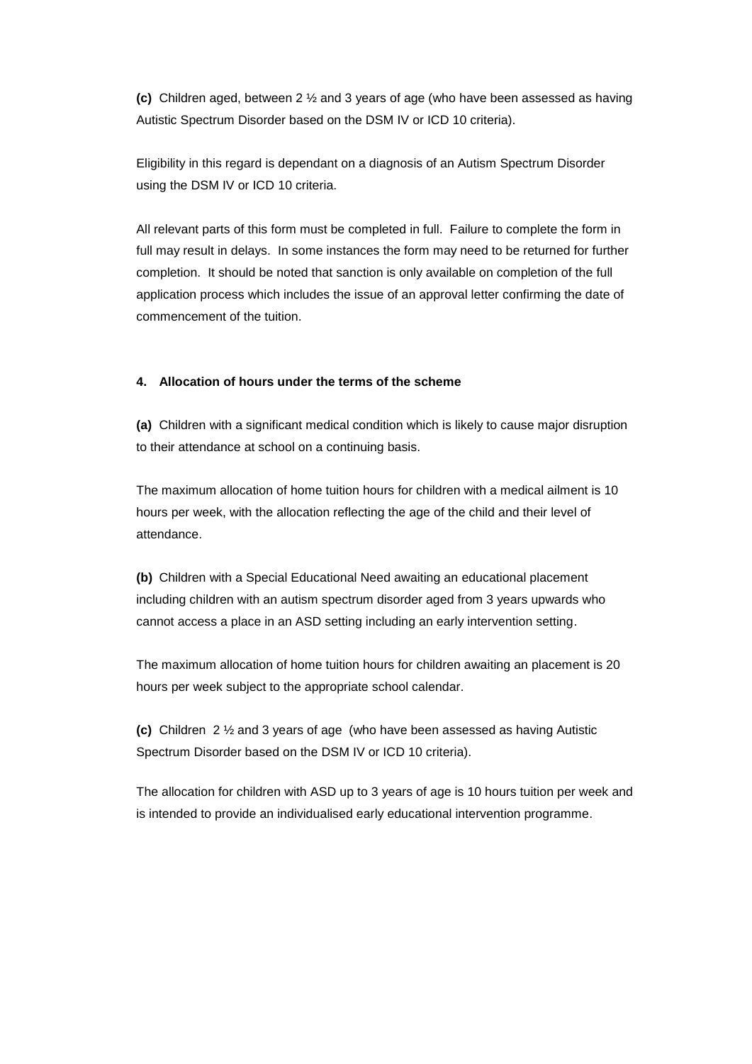**(c)** Children aged, between 2 ½ and 3 years of age (who have been assessed as having Autistic Spectrum Disorder based on the DSM IV or ICD 10 criteria).

Eligibility in this regard is dependant on a diagnosis of an Autism Spectrum Disorder using the DSM IV or ICD 10 criteria.

All relevant parts of this form must be completed in full. Failure to complete the form in full may result in delays. In some instances the form may need to be returned for further completion. It should be noted that sanction is only available on completion of the full application process which includes the issue of an approval letter confirming the date of commencement of the tuition.

**4. Allocation of hours under the terms of the scheme**

**(a)** Children with a significant medical condition which is likely to cause major disruption to their attendance at school on a continuing basis.

The maximum allocation of home tuition hours for children with a medical ailment is 10 hours per week, with the allocation reflecting the age of the child and their level of attendance.

**(b)** Children with a Special Educational Need awaiting an educational placement including children with an autism spectrum disorder aged from 3 years upwards who cannot access a place in an ASD setting including an early intervention setting.

The maximum allocation of home tuition hours for children awaiting an placement is 20 hours per week subject to the appropriate school calendar.

**(c)** Children 2 ½ and 3 years of age (who have been assessed as having Autistic Spectrum Disorder based on the DSM IV or ICD 10 criteria).

The allocation for children with ASD up to 3 years of age is 10 hours tuition per week and is intended to provide an individualised early educational intervention programme.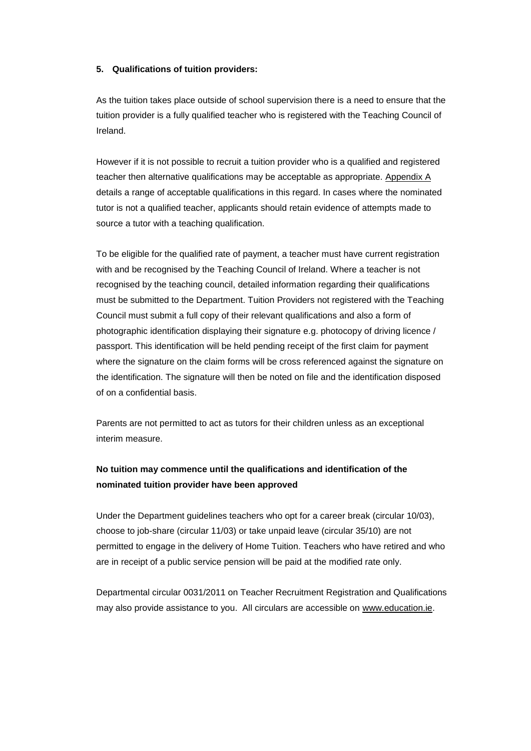**5. Qualifications of tuition providers:**

As the tuition takes place outside of school supervision there is a need to ensure that the tuition provider is a fully qualified teacher who is registered with the Teaching Council of Ireland.

However if it is not possible to recruit a tuition provider who is a qualified and registered teacher then alternative qualifications may be acceptable as appropriate. Appendix A details a range of acceptable qualifications in this regard. In cases where the nominated tutor is not a qualified teacher, applicants should retain evidence of attempts made to source a tutor with a teaching qualification.

To be eligible for the qualified rate of payment, a teacher must have current registration with and be recognised by the Teaching Council of Ireland. Where a teacher is not recognised by the teaching council, detailed information regarding their qualifications must be submitted to the Department. Tuition Providers not registered with the Teaching Council must submit a full copy of their relevant qualifications and also a form of photographic identification displaying their signature e.g. photocopy of driving licence / passport. This identification will be held pending receipt of the first claim for payment where the signature on the claim forms will be cross referenced against the signature on the identification. The signature will then be noted on file and the identification disposed of on a confidential basis.

Parents are not permitted to act as tutors for their children unless as an exceptional interim measure.

**No tuition may commence until the qualifications and identification of the nominated tuition provider have been approved**

Under the Department guidelines teachers who opt for a career break (circular 10/03), choose to job-share (circular 11/03) or take unpaid leave (circular 35/10) are not permitted to engage in the delivery of Home Tuition. Teachers who have retired and who are in receipt of a public service pension will be paid at the modified rate only.

Departmental circular 0031/2011 on Teacher Recruitment Registration and Qualifications may also provide assistance to you. All circulars are accessible on www.education.ie.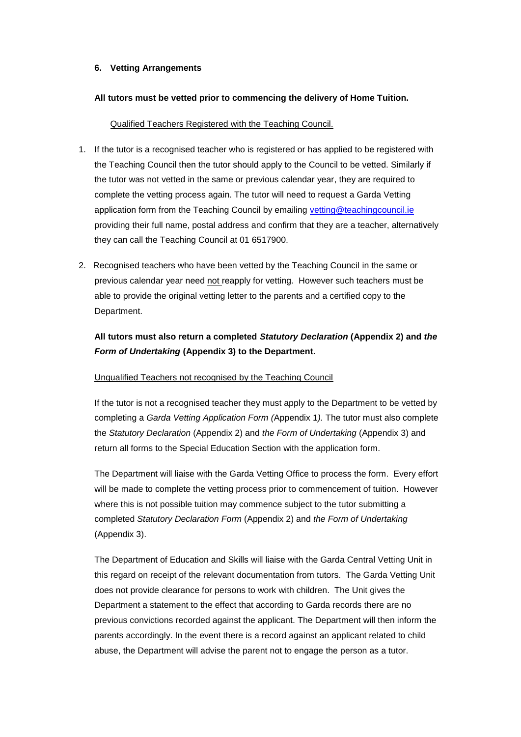## 6. Vetting Arrangements

**All tutors must be vetted prior to commencing the delivery of Home Tuition.**

<u>Qualified Teachers Registered with the Teaching Council.</u>

1. If the tutor is a recognised teacher who is registered or has applied to be registered with the Teaching Council then the tutor should apply to the Council to be vetted. Similarly if the tutor was not vetted in the same or previous calendar year, they are required to complete the vetting process again. The tutor will need to request a Garda Vetting application form from the Teaching Council by emailing vetting@teachingcouncil.ie providing their full name, postal address and confirm that they are a teacher, alternatively they can call the Teaching Council at 01 6517900.

2. Recognised teachers who have been vetted by the Teaching Council in the same or previous calendar year need <u>not</u> reapply for vetting. However such teachers must be able to provide the original vetting letter to the parents and a certified copy to the Department.

**All tutors must also return a completed *Statutory Declaration* (Appendix 2) and *the Form of Undertaking* (Appendix 3) to the Department.**

<u>Unqualified Teachers not recognised by the Teaching Council</u>

If the tutor is not a recognised teacher they must apply to the Department to be vetted by completing a *Garda Vetting Application Form (*Appendix 1*).* The tutor must also complete the *Statutory Declaration* (Appendix 2) and *the Form of Undertaking* (Appendix 3) and return all forms to the Special Education Section with the application form.

The Department will liaise with the Garda Vetting Office to process the form. Every effort will be made to complete the vetting process prior to commencement of tuition. However where this is not possible tuition may commence subject to the tutor submitting a completed *Statutory Declaration Form* (Appendix 2) and *the Form of Undertaking* (Appendix 3).

The Department of Education and Skills will liaise with the Garda Central Vetting Unit in this regard on receipt of the relevant documentation from tutors. The Garda Vetting Unit does not provide clearance for persons to work with children. The Unit gives the Department a statement to the effect that according to Garda records there are no previous convictions recorded against the applicant. The Department will then inform the parents accordingly. In the event there is a record against an applicant related to child abuse, the Department will advise the parent not to engage the person as a tutor.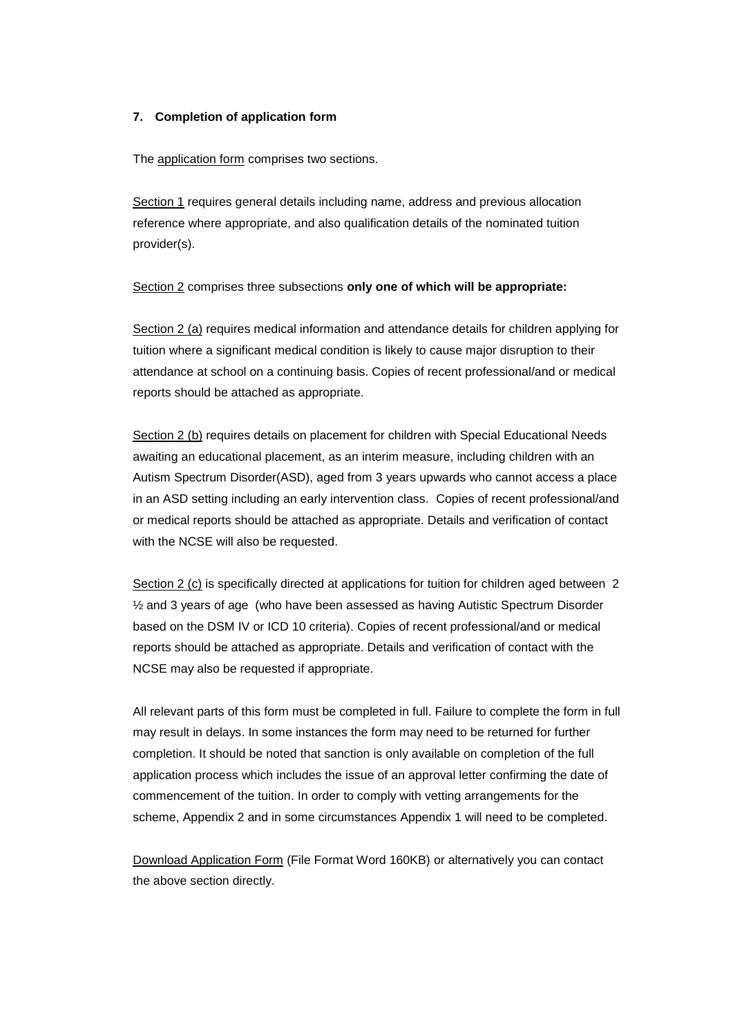**7. Completion of application form**

The application form comprises two sections.

Section 1 requires general details including name, address and previous allocation reference where appropriate, and also qualification details of the nominated tuition provider(s).

Section 2 comprises three subsections **only one of which will be appropriate:**

Section 2 (a) requires medical information and attendance details for children applying for tuition where a significant medical condition is likely to cause major disruption to their attendance at school on a continuing basis. Copies of recent professional/and or medical reports should be attached as appropriate.

Section 2 (b) requires details on placement for children with Special Educational Needs awaiting an educational placement, as an interim measure, including children with an Autism Spectrum Disorder(ASD), aged from 3 years upwards who cannot access a place in an ASD setting including an early intervention class. Copies of recent professional/and or medical reports should be attached as appropriate. Details and verification of contact with the NCSE will also be requested.

Section 2 (c) is specifically directed at applications for tuition for children aged between 2 ½ and 3 years of age (who have been assessed as having Autistic Spectrum Disorder based on the DSM IV or ICD 10 criteria). Copies of recent professional/and or medical reports should be attached as appropriate. Details and verification of contact with the NCSE may also be requested if appropriate.

All relevant parts of this form must be completed in full. Failure to complete the form in full may result in delays. In some instances the form may need to be returned for further completion. It should be noted that sanction is only available on completion of the full application process which includes the issue of an approval letter confirming the date of commencement of the tuition. In order to comply with vetting arrangements for the scheme, Appendix 2 and in some circumstances Appendix 1 will need to be completed.

Download Application Form (File Format Word 160KB) or alternatively you can contact the above section directly.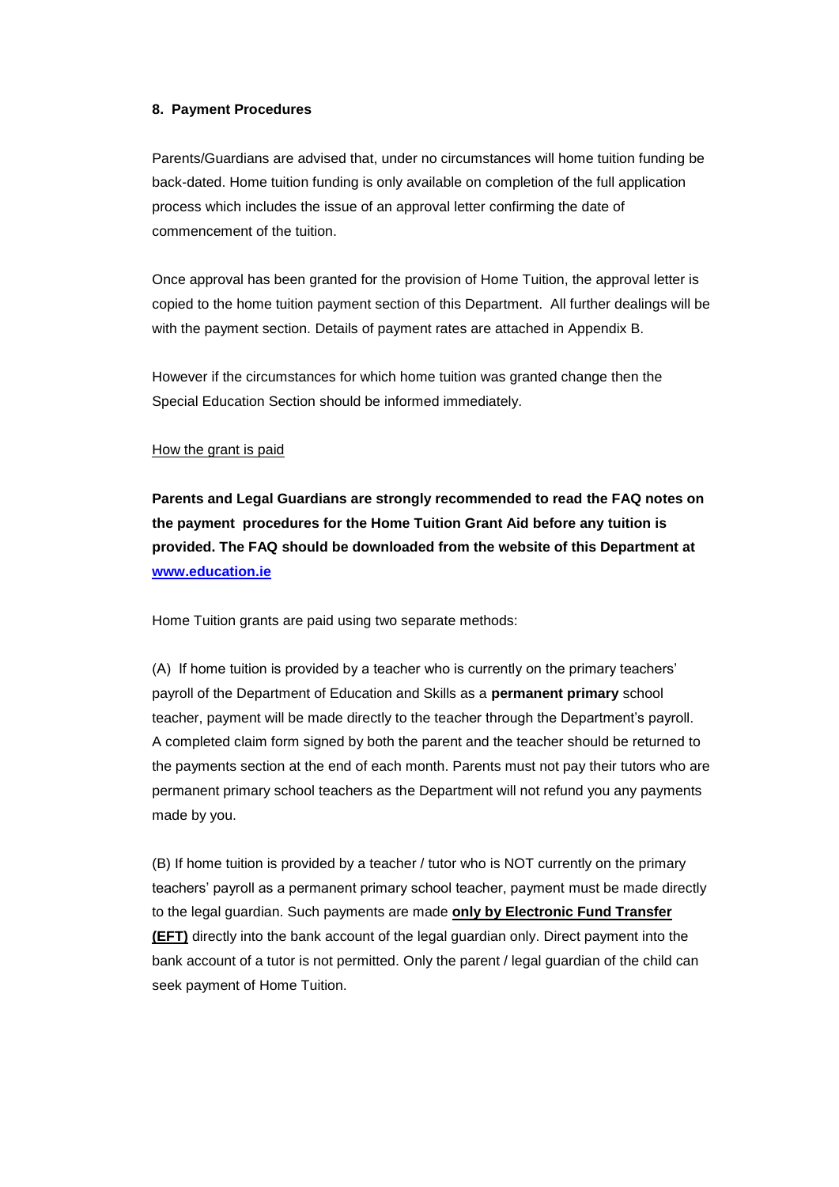**8. Payment Procedures**

Parents/Guardians are advised that, under no circumstances will home tuition funding be back-dated. Home tuition funding is only available on completion of the full application process which includes the issue of an approval letter confirming the date of commencement of the tuition.

Once approval has been granted for the provision of Home Tuition, the approval letter is copied to the home tuition payment section of this Department. All further dealings will be with the payment section. Details of payment rates are attached in Appendix B.

However if the circumstances for which home tuition was granted change then the Special Education Section should be informed immediately.

How the grant is paid

**Parents and Legal Guardians are strongly recommended to read the FAQ notes on the payment procedures for the Home Tuition Grant Aid before any tuition is provided. The FAQ should be downloaded from the website of this Department at [www.education.ie](http://www.education.ie)**

Home Tuition grants are paid using two separate methods:

(A) If home tuition is provided by a teacher who is currently on the primary teachers' payroll of the Department of Education and Skills as a **permanent primary** school teacher, payment will be made directly to the teacher through the Department's payroll. A completed claim form signed by both the parent and the teacher should be returned to the payments section at the end of each month. Parents must not pay their tutors who are permanent primary school teachers as the Department will not refund you any payments made by you.

(B) If home tuition is provided by a teacher / tutor who is NOT currently on the primary teachers' payroll as a permanent primary school teacher, payment must be made directly to the legal guardian. Such payments are made **only by Electronic Fund Transfer (EFT)** directly into the bank account of the legal guardian only. Direct payment into the bank account of a tutor is not permitted. Only the parent / legal guardian of the child can seek payment of Home Tuition.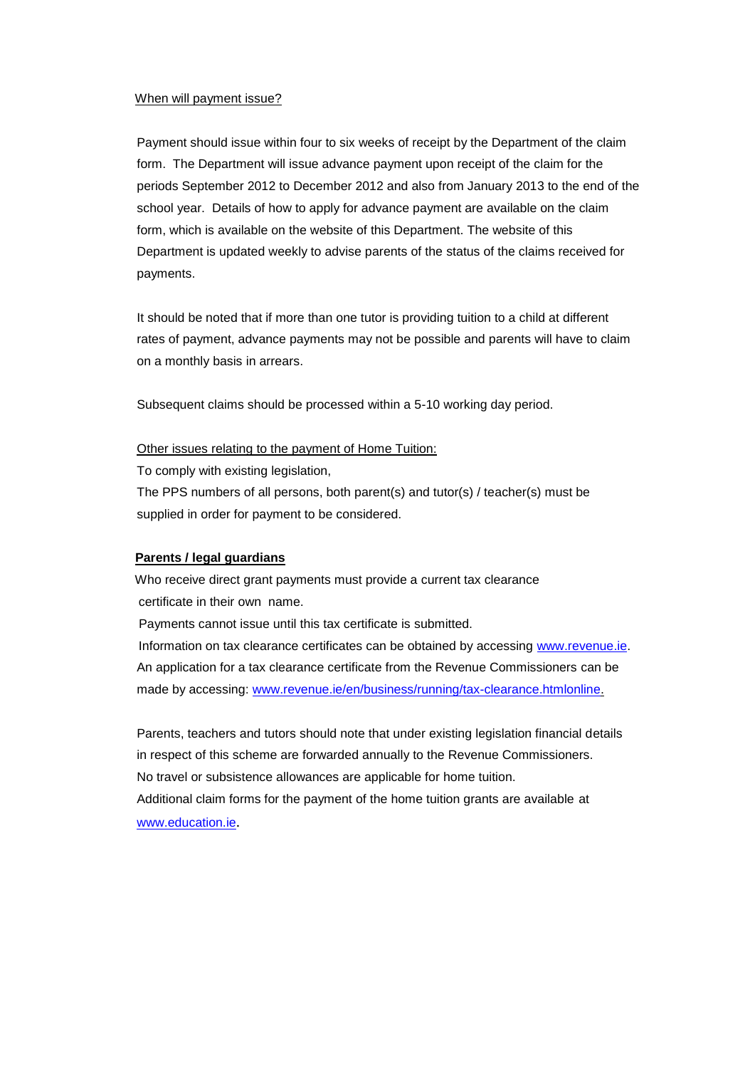When will payment issue?

Payment should issue within four to six weeks of receipt by the Department of the claim form. The Department will issue advance payment upon receipt of the claim for the periods September 2012 to December 2012 and also from January 2013 to the end of the school year. Details of how to apply for advance payment are available on the claim form, which is available on the website of this Department. The website of this Department is updated weekly to advise parents of the status of the claims received for payments.

It should be noted that if more than one tutor is providing tuition to a child at different rates of payment, advance payments may not be possible and parents will have to claim on a monthly basis in arrears.

Subsequent claims should be processed within a 5-10 working day period.

Other issues relating to the payment of Home Tuition:

To comply with existing legislation,

The PPS numbers of all persons, both parent(s) and tutor(s) / teacher(s) must be supplied in order for payment to be considered.

**Parents / legal guardians**

Who receive direct grant payments must provide a current tax clearance certificate in their own name.

Payments cannot issue until this tax certificate is submitted.

Information on tax clearance certificates can be obtained by accessing www.revenue.ie. An application for a tax clearance certificate from the Revenue Commissioners can be made by accessing: www.revenue.ie/en/business/running/tax-clearance.htmlonline.

Parents, teachers and tutors should note that under existing legislation financial details in respect of this scheme are forwarded annually to the Revenue Commissioners. No travel or subsistence allowances are applicable for home tuition. Additional claim forms for the payment of the home tuition grants are available at www.education.ie.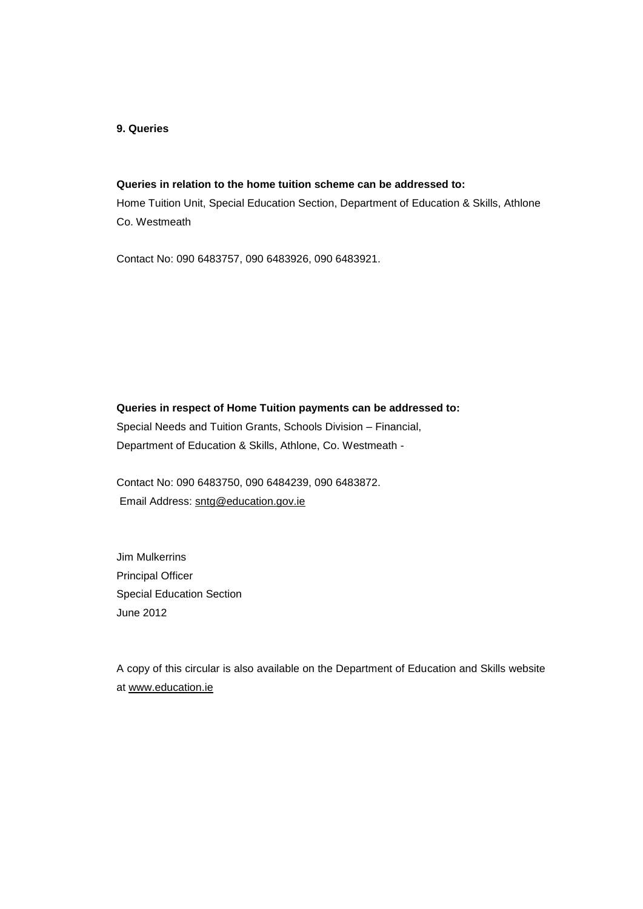## 9. Queries

**Queries in relation to the home tuition scheme can be addressed to:**
Home Tuition Unit, Special Education Section, Department of Education & Skills, Athlone Co. Westmeath

Contact No: 090 6483757, 090 6483926, 090 6483921.

**Queries in respect of Home Tuition payments can be addressed to:**
Special Needs and Tuition Grants, Schools Division – Financial,
Department of Education & Skills, Athlone, Co. Westmeath -

Contact No: 090 6483750, 090 6484239, 090 6483872.
Email Address: sntg@education.gov.ie

Jim Mulkerrins
Principal Officer
Special Education Section
June 2012

A copy of this circular is also available on the Department of Education and Skills website at www.education.ie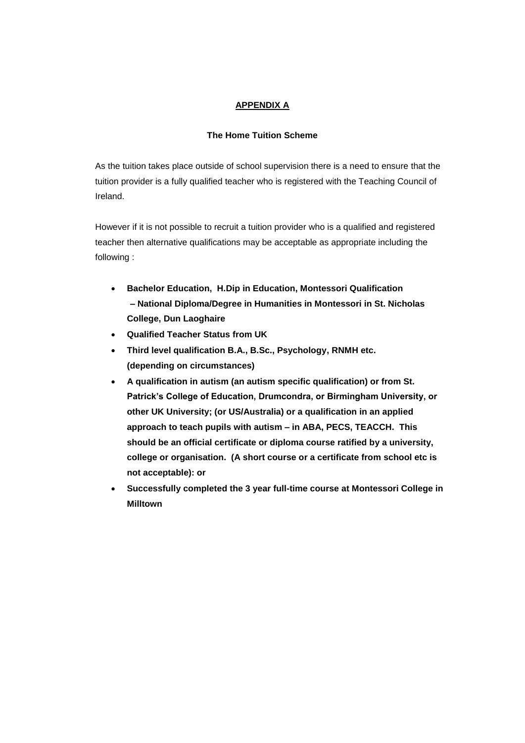## **APPENDIX A**

### The Home Tuition Scheme

As the tuition takes place outside of school supervision there is a need to ensure that the tuition provider is a fully qualified teacher who is registered with the Teaching Council of Ireland.

However if it is not possible to recruit a tuition provider who is a qualified and registered teacher then alternative qualifications may be acceptable as appropriate including the following :

- **Bachelor Education, H.Dip in Education, Montessori Qualification – National Diploma/Degree in Humanities in Montessori in St. Nicholas College, Dun Laoghaire**
- **Qualified Teacher Status from UK**
- **Third level qualification B.A., B.Sc., Psychology, RNMH etc. (depending on circumstances)**
- **A qualification in autism (an autism specific qualification) or from St. Patrick's College of Education, Drumcondra, or Birmingham University, or other UK University; (or US/Australia) or a qualification in an applied approach to teach pupils with autism – in ABA, PECS, TEACCH. This should be an official certificate or diploma course ratified by a university, college or organisation. (A short course or a certificate from school etc is not acceptable): or**
- **Successfully completed the 3 year full-time course at Montessori College in Milltown**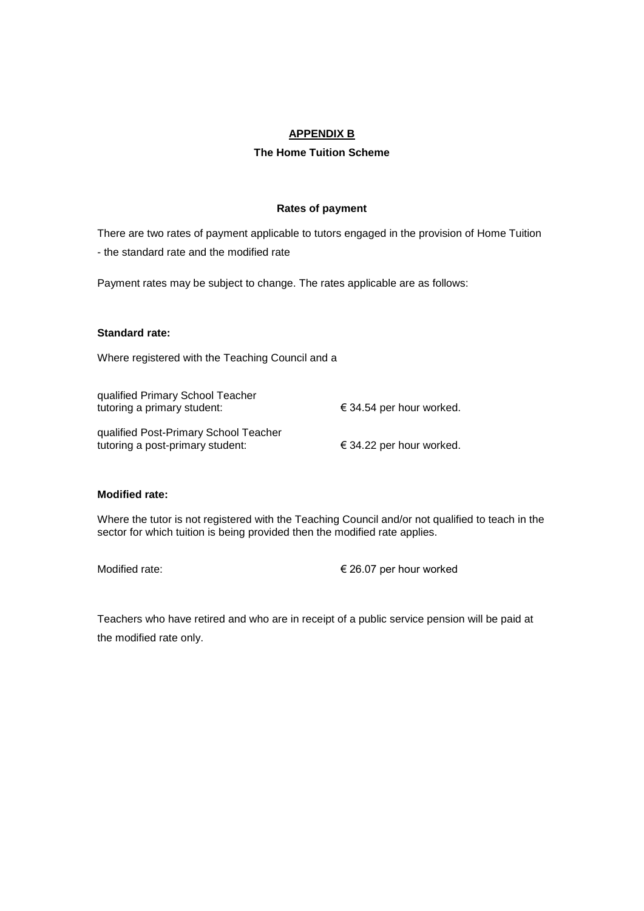## APPENDIX B

### The Home Tuition Scheme

#### Rates of payment

There are two rates of payment applicable to tutors engaged in the provision of Home Tuition - the standard rate and the modified rate

Payment rates may be subject to change. The rates applicable are as follows:

**Standard rate:**

Where registered with the Teaching Council and a

| | |
|---|---|
| qualified Primary School Teacher tutoring a primary student: | € 34.54 per hour worked. |
| qualified Post-Primary School Teacher tutoring a post-primary student: | € 34.22 per hour worked. |

**Modified rate:**

Where the tutor is not registered with the Teaching Council and/or not qualified to teach in the sector for which tuition is being provided then the modified rate applies.

| | |
|---|---|
| Modified rate: | € 26.07 per hour worked |

Teachers who have retired and who are in receipt of a public service pension will be paid at the modified rate only.